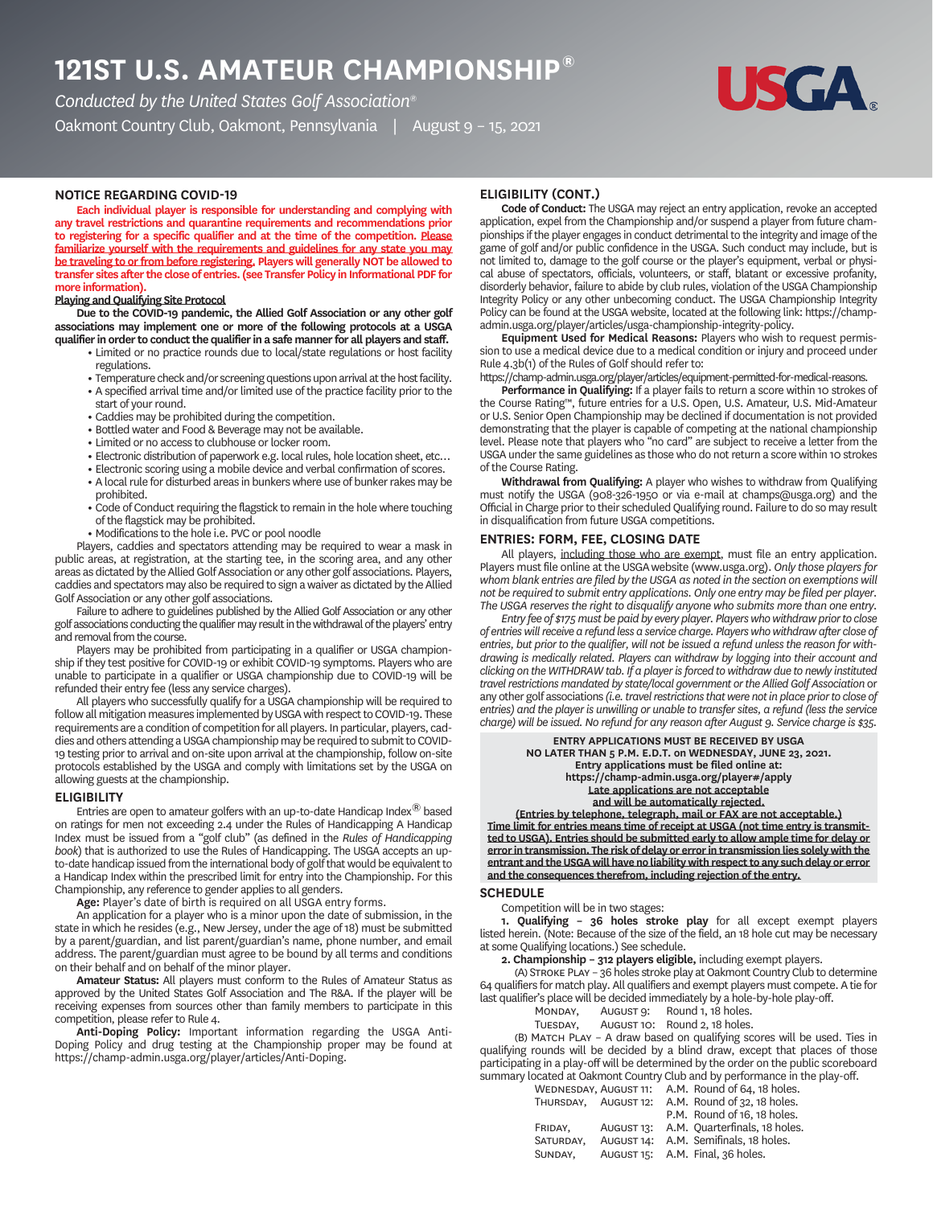# 121ST U.S. AMATEUR CHAMPIONSHIP®

*Conducted by the United States Golf Association®*

Oakmont Country Club, Oakmont, Pennsylvania | August 9 – 15, 2021

## NOTICE REGARDING COVID-19

**Each individual player is responsible for understanding and complying with any travel restrictions and quarantine requirements and recommendations prior to registering for a specific qualifier and at the time of the competition. Please familiarize yourself with the requirements and guidelines for any state you may be traveling to or from before registering. Players will generally NOT be allowed to transfer sites after the close of entries. (see Transfer Policy in Informational PDF for more information).**

**Playing and Qualifying Site Protocol**

**Due to the COVID-19 pandemic, the Allied Golf Association or any other golf associations may implement one or more of the following protocols at a USGA qualifier in order to conduct the qualifier in a safe manner for all players and staff.**

- Limited or no practice rounds due to local/state regulations or host facility regulations.
- Temperature check and/or screening questions upon arrival at the host facility.
- A specified arrival time and/or limited use of the practice facility prior to the start of your round.
- Caddies may be prohibited during the competition.
- Bottled water and Food & Beverage may not be available.
- Limited or no access to clubhouse or locker room.
- Electronic distribution of paperwork e.g. local rules, hole location sheet, etc…
- Electronic scoring using a mobile device and verbal confirmation of scores.
- A local rule for disturbed areas in bunkers where use of bunker rakes may be prohibited.
- Code of Conduct requiring the flagstick to remain in the hole where touching of the flagstick may be prohibited.
- Modifications to the hole i.e. PVC or pool noodle

Players, caddies and spectators attending may be required to wear a mask in public areas, at registration, at the starting tee, in the scoring area, and any other areas as dictated by the Allied Golf Association or any other golf associations. Players, caddies and spectators may also be required to sign a waiver as dictated by the Allied Golf Association or any other golf associations.

Failure to adhere to guidelines published by the Allied Golf Association or any other golf associations conducting the qualifier may result in the withdrawal of the players' entry and removal from the course.

Players may be prohibited from participating in a qualifier or USGA championship if they test positive for COVID-19 or exhibit COVID-19 symptoms. Players who are unable to participate in a qualifier or USGA championship due to COVID-19 will be refunded their entry fee (less any service charges).

All players who successfully qualify for a USGA championship will be required to follow all mitigation measures implemented by USGA with respect to COVID-19. These requirements are a condition of competition for all players. In particular, players, caddies and others attending a USGA championship may be required to submit to COVID-19 testing prior to arrival and on-site upon arrival at the championship, follow on-site protocols established by the USGA and comply with limitations set by the USGA on allowing guests at the championship.

## ELIGIBILITY

Entries are open to amateur golfers with an up-to-date Handicap Index® based on ratings for men not exceeding 2.4 under the Rules of Handicapping A Handicap Index must be issued from a "golf club" (as defined in the *Rules of Handicapping book*) that is authorized to use the Rules of Handicapping. The USGA accepts an up-to-date handicap issued from the international body of golf that would be equivalent to a Handicap Index within the prescribed limit for entry into the Championship. For this Championship, any reference to gender applies to all genders.

**Age:** Player's date of birth is required on all USGA entry forms.

An application for a player who is a minor upon the date of submission, in the state in which he resides (e.g., New Jersey, under the age of 18) must be submitted by a parent/guardian, and list parent/guardian's name, phone number, and email address. The parent/guardian must agree to be bound by all terms and conditions on their behalf and on behalf of the minor player.

**Amateur Status:** All players must conform to the Rules of Amateur Status as approved by the United States Golf Association and The R&A. If the player will be receiving expenses from sources other than family members to participate in this competition, please refer to Rule 4.

**Anti-Doping Policy:** Important information regarding the USGA Anti-Doping Policy and drug testing at the Championship proper may be found at https://champ-admin.usga.org/player/articles/Anti-Doping.

## ELIGIBILITY (CONT.)

**Code of Conduct:** The USGA may reject an entry application, revoke an accepted application, expel from the Championship and/or suspend a player from future championships if the player engages in conduct detrimental to the integrity and image of the game of golf and/or public confidence in the USGA. Such conduct may include, but is not limited to, damage to the golf course or the player's equipment, verbal or physical abuse of spectators, officials, volunteers, or staff, blatant or excessive profanity, disorderly behavior, failure to abide by club rules, violation of the USGA Championship Integrity Policy or any other unbecoming conduct. The USGA Championship Integrity Policy can be found at the USGA website, located at the following link: https://champ-admin.usga.org/player/articles/usga-championship-integrity-policy.

**Equipment Used for Medical Reasons:** Players who wish to request permission to use a medical device due to a medical condition or injury and proceed under Rule 4.3b(1) of the Rules of Golf should refer to: https://champ-admin.usga.org/player/articles/equipment-permitted-for-medical-reasons.

**Performance in Qualifying:** If a player fails to return a score within 10 strokes of the Course Rating™, future entries for a U.S. Open, U.S. Amateur, U.S. Mid-Amateur or U.S. Senior Open Championship may be declined if documentation is not provided demonstrating that the player is capable of competing at the national championship level. Please note that players who "no card" are subject to receive a letter from the USGA under the same guidelines as those who do not return a score within 10 strokes of the Course Rating.

**Withdrawal from Qualifying:** A player who wishes to withdraw from Qualifying must notify the USGA (908-326-1950 or via e-mail at champs@usga.org) and the Official in Charge prior to their scheduled Qualifying round. Failure to do so may result in disqualification from future USGA competitions.

## ENTRIES: FORM, FEE, CLOSING DATE

All players, including those who are exempt, must file an entry application. Players must file online at the USGA website (www.usga.org). *Only those players for whom blank entries are filed by the USGA as noted in the section on exemptions will not be required to submit entry applications. Only one entry may be filed per player. The USGA reserves the right to disqualify anyone who submits more than one entry.*

*Entry fee of $175 must be paid by every player. Players who withdraw prior to close of entries will receive a refund less a service charge. Players who withdraw after close of entries, but prior to the qualifier, will not be issued a refund unless the reason for withdrawing is medically related. Players can withdraw by logging into their account and clicking on the WITHDRAW tab. If a player is forced to withdraw due to newly instituted travel restrictions mandated by state/local government or the Allied Golf Association* or any other golf associations *(i.e. travel restrictions that were not in place prior to close of entries) and the player is unwilling or unable to transfer sites, a refund (less the service charge) will be issued. No refund for any reason after August 9. Service charge is $35.*

**ENTRY APPLICATIONS MUST BE RECEIVED BY USGA NO LATER THAN 5 P.M. E.D.T. on WEDNESDAY, JUNE 23, 2021. Entry applications must be filed online at: https://champ-admin.usga.org/player#/apply Late applications are not acceptable and will be automatically rejected. (Entries by telephone, telegraph, mail or FAX are not acceptable.) Time limit for entries means time of receipt at USGA (not time entry is transmitted to USGA). Entries should be submitted early to allow ample time for delay or error in transmission. The risk of delay or error in transmission lies solely with the entrant and the USGA will have no liability with respect to any such delay or error and the consequences therefrom, including rejection of the entry.**

## SCHEDULE

Competition will be in two stages:

**1. Qualifying – 36 holes stroke play** for all except exempt players listed herein. (Note: Because of the size of the field, an 18 hole cut may be necessary at some Qualifying locations.) See schedule.

**2. Championship – 312 players eligible,** including exempt players.

(A) Stroke Play – 36 holes stroke play at Oakmont Country Club to determine 64 qualifiers for match play. All qualifiers and exempt players must compete. A tie for last qualifier's place will be decided immediately by a hole-by-hole play-off.

| | | |
|---|---|---|
| Monday, | August 9: | Round 1, 18 holes. |
| Tuesday, | August 10: | Round 2, 18 holes. |

(B) Match Play – A draw based on qualifying scores will be used. Ties in qualifying rounds will be decided by a blind draw, except that places of those participating in a play-off will be determined by the order on the public scoreboard summary located at Oakmont Country Club and by performance in the play-off.

| | | |
|---|---|---|
| Wednesday, | August 11: | A.M. Round of 64, 18 holes. |
| Thursday, | August 12: | A.M. Round of 32, 18 holes. |
| | | P.M. Round of 16, 18 holes. |
| Friday, | August 13: | A.M. Quarterfinals, 18 holes. |
| Saturday, | August 14: | A.M. Semifinals, 18 holes. |
| Sunday, | August 15: | A.M. Final, 36 holes. |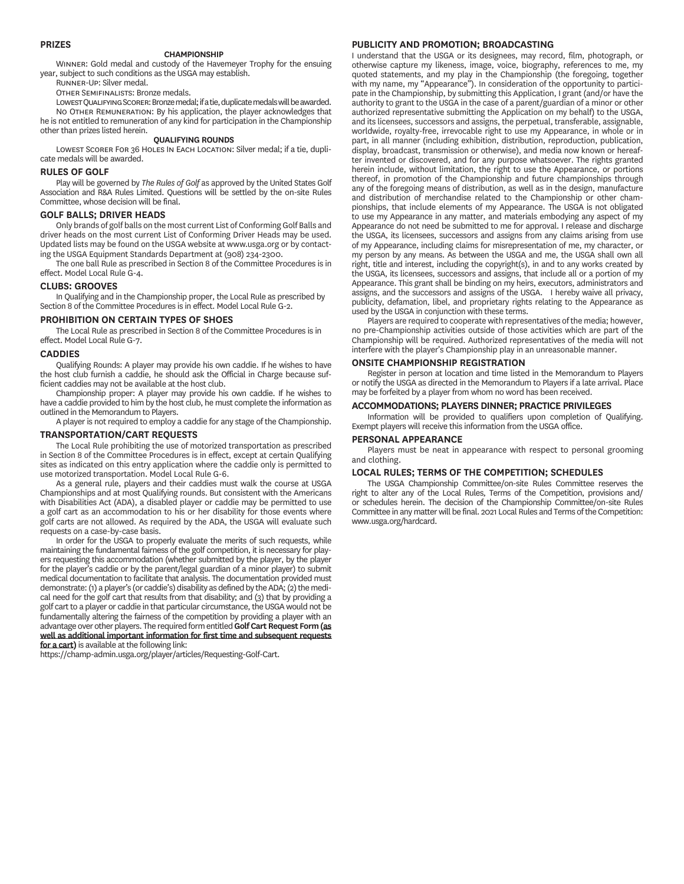## PRIZES

### CHAMPIONSHIP

Winner: Gold medal and custody of the Havemeyer Trophy for the ensuing year, subject to such conditions as the USGA may establish.

Runner-Up: Silver medal.

Other Semifinalists: Bronze medals.

Lowest Qualifying Scorer: Bronze medal; if a tie, duplicate medals will be awarded.

No Other Remuneration: By his application, the player acknowledges that he is not entitled to remuneration of any kind for participation in the Championship other than prizes listed herein.

### QUALIFYING ROUNDS

Lowest Scorer For 36 Holes In Each Location: Silver medal; if a tie, duplicate medals will be awarded.

## RULES OF GOLF

Play will be governed by *The Rules of Golf* as approved by the United States Golf Association and R&A Rules Limited. Questions will be settled by the on-site Rules Committee, whose decision will be final.

## GOLF BALLS; DRIVER HEADS

Only brands of golf balls on the most current List of Conforming Golf Balls and driver heads on the most current List of Conforming Driver Heads may be used. Updated lists may be found on the USGA website at www.usga.org or by contacting the USGA Equipment Standards Department at (908) 234-2300.

The one ball Rule as prescribed in Section 8 of the Committee Procedures is in effect. Model Local Rule G-4.

## CLUBS: GROOVES

In Qualifying and in the Championship proper, the Local Rule as prescribed by Section 8 of the Committee Procedures is in effect. Model Local Rule G-2.

## PROHIBITION ON CERTAIN TYPES OF SHOES

The Local Rule as prescribed in Section 8 of the Committee Procedures is in effect. Model Local Rule G-7.

## CADDIES

Qualifying Rounds: A player may provide his own caddie. If he wishes to have the host club furnish a caddie, he should ask the Official in Charge because sufficient caddies may not be available at the host club.

Championship proper: A player may provide his own caddie. If he wishes to have a caddie provided to him by the host club, he must complete the information as outlined in the Memorandum to Players.

A player is not required to employ a caddie for any stage of the Championship.

## TRANSPORTATION/CART REQUESTS

The Local Rule prohibiting the use of motorized transportation as prescribed in Section 8 of the Committee Procedures is in effect, except at certain Qualifying sites as indicated on this entry application where the caddie only is permitted to use motorized transportation. Model Local Rule G-6.

As a general rule, players and their caddies must walk the course at USGA Championships and at most Qualifying rounds. But consistent with the Americans with Disabilities Act (ADA), a disabled player or caddie may be permitted to use a golf cart as an accommodation to his or her disability for those events where golf carts are not allowed. As required by the ADA, the USGA will evaluate such requests on a case-by-case basis.

In order for the USGA to properly evaluate the merits of such requests, while maintaining the fundamental fairness of the golf competition, it is necessary for players requesting this accommodation (whether submitted by the player, by the player for the player's caddie or by the parent/legal guardian of a minor player) to submit medical documentation to facilitate that analysis. The documentation provided must demonstrate: (1) a player's (or caddie's) disability as defined by the ADA; (2) the medical need for the golf cart that results from that disability; and (3) that by providing a golf cart to a player or caddie in that particular circumstance, the USGA would not be fundamentally altering the fairness of the competition by providing a player with an advantage over other players. The required form entitled **Golf Cart Request Form (as well as additional important information for first time and subsequent requests for a cart)** is available at the following link:

https://champ-admin.usga.org/player/articles/Requesting-Golf-Cart.

## PUBLICITY AND PROMOTION; BROADCASTING

I understand that the USGA or its designees, may record, film, photograph, or otherwise capture my likeness, image, voice, biography, references to me, my quoted statements, and my play in the Championship (the foregoing, together with my name, my "Appearance"). In consideration of the opportunity to participate in the Championship, by submitting this Application, I grant (and/or have the authority to grant to the USGA in the case of a parent/guardian of a minor or other authorized representative submitting the Application on my behalf) to the USGA, and its licensees, successors and assigns, the perpetual, transferable, assignable, worldwide, royalty-free, irrevocable right to use my Appearance, in whole or in part, in all manner (including exhibition, distribution, reproduction, publication, display, broadcast, transmission or otherwise), and media now known or hereafter invented or discovered, and for any purpose whatsoever. The rights granted herein include, without limitation, the right to use the Appearance, or portions thereof, in promotion of the Championship and future championships through any of the foregoing means of distribution, as well as in the design, manufacture and distribution of merchandise related to the Championship or other championships, that include elements of my Appearance. The USGA is not obligated to use my Appearance in any matter, and materials embodying any aspect of my Appearance do not need be submitted to me for approval. I release and discharge the USGA, its licensees, successors and assigns from any claims arising from use of my Appearance, including claims for misrepresentation of me, my character, or my person by any means. As between the USGA and me, the USGA shall own all right, title and interest, including the copyright(s), in and to any works created by the USGA, its licensees, successors and assigns, that include all or a portion of my Appearance. This grant shall be binding on my heirs, executors, administrators and assigns, and the successors and assigns of the USGA. I hereby waive all privacy, publicity, defamation, libel, and proprietary rights relating to the Appearance as used by the USGA in conjunction with these terms.

Players are required to cooperate with representatives of the media; however, no pre-Championship activities outside of those activities which are part of the Championship will be required. Authorized representatives of the media will not interfere with the player's Championship play in an unreasonable manner.

## ONSITE CHAMPIONSHIP REGISTRATION

Register in person at location and time listed in the Memorandum to Players or notify the USGA as directed in the Memorandum to Players if a late arrival. Place may be forfeited by a player from whom no word has been received.

## ACCOMMODATIONS; PLAYERS DINNER; PRACTICE PRIVILEGES

Information will be provided to qualifiers upon completion of Qualifying. Exempt players will receive this information from the USGA office.

## PERSONAL APPEARANCE

Players must be neat in appearance with respect to personal grooming and clothing.

## LOCAL RULES; TERMS OF THE COMPETITION; SCHEDULES

The USGA Championship Committee/on-site Rules Committee reserves the right to alter any of the Local Rules, Terms of the Competition, provisions and/or schedules herein. The decision of the Championship Committee/on-site Rules Committee in any matter will be final. 2021 Local Rules and Terms of the Competition: www.usga.org/hardcard.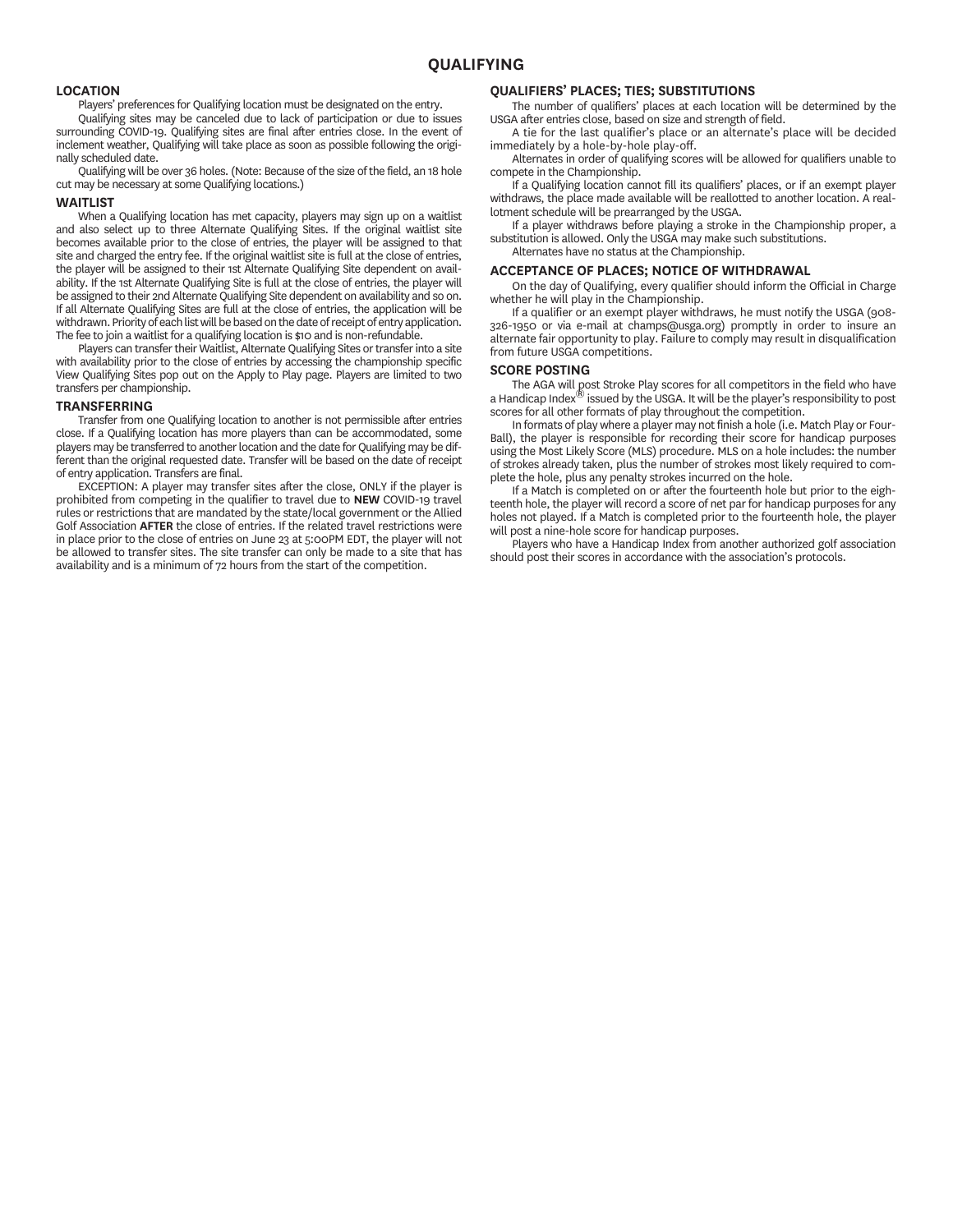# QUALIFYING

## LOCATION

Players' preferences for Qualifying location must be designated on the entry.

Qualifying sites may be canceled due to lack of participation or due to issues surrounding COVID-19. Qualifying sites are final after entries close. In the event of inclement weather, Qualifying will take place as soon as possible following the originally scheduled date.

Qualifying will be over 36 holes. (Note: Because of the size of the field, an 18 hole cut may be necessary at some Qualifying locations.)

## WAITLIST

When a Qualifying location has met capacity, players may sign up on a waitlist and also select up to three Alternate Qualifying Sites. If the original waitlist site becomes available prior to the close of entries, the player will be assigned to that site and charged the entry fee. If the original waitlist site is full at the close of entries, the player will be assigned to their 1st Alternate Qualifying Site dependent on availability. If the 1st Alternate Qualifying Site is full at the close of entries, the player will be assigned to their 2nd Alternate Qualifying Site dependent on availability and so on. If all Alternate Qualifying Sites are full at the close of entries, the application will be withdrawn. Priority of each list will be based on the date of receipt of entry application. The fee to join a waitlist for a qualifying location is $10 and is non-refundable.

Players can transfer their Waitlist, Alternate Qualifying Sites or transfer into a site with availability prior to the close of entries by accessing the championship specific View Qualifying Sites pop out on the Apply to Play page. Players are limited to two transfers per championship.

## TRANSFERRING

Transfer from one Qualifying location to another is not permissible after entries close. If a Qualifying location has more players than can be accommodated, some players may be transferred to another location and the date for Qualifying may be different than the original requested date. Transfer will be based on the date of receipt of entry application. Transfers are final.

EXCEPTION: A player may transfer sites after the close, ONLY if the player is prohibited from competing in the qualifier to travel due to **NEW** COVID-19 travel rules or restrictions that are mandated by the state/local government or the Allied Golf Association **AFTER** the close of entries. If the related travel restrictions were in place prior to the close of entries on June 23 at 5:00PM EDT, the player will not be allowed to transfer sites. The site transfer can only be made to a site that has availability and is a minimum of 72 hours from the start of the competition.

## QUALIFIERS' PLACES; TIES; SUBSTITUTIONS

The number of qualifiers' places at each location will be determined by the USGA after entries close, based on size and strength of field.

A tie for the last qualifier's place or an alternate's place will be decided immediately by a hole-by-hole play-off.

Alternates in order of qualifying scores will be allowed for qualifiers unable to compete in the Championship.

If a Qualifying location cannot fill its qualifiers' places, or if an exempt player withdraws, the place made available will be reallotted to another location. A reallotment schedule will be prearranged by the USGA.

If a player withdraws before playing a stroke in the Championship proper, a substitution is allowed. Only the USGA may make such substitutions.

Alternates have no status at the Championship.

## ACCEPTANCE OF PLACES; NOTICE OF WITHDRAWAL

On the day of Qualifying, every qualifier should inform the Official in Charge whether he will play in the Championship.

If a qualifier or an exempt player withdraws, he must notify the USGA (908-326-1950 or via e-mail at champs@usga.org) promptly in order to insure an alternate fair opportunity to play. Failure to comply may result in disqualification from future USGA competitions.

## SCORE POSTING

The AGA will post Stroke Play scores for all competitors in the field who have a Handicap Index® issued by the USGA. It will be the player's responsibility to post scores for all other formats of play throughout the competition.

In formats of play where a player may not finish a hole (i.e. Match Play or Four-Ball), the player is responsible for recording their score for handicap purposes using the Most Likely Score (MLS) procedure. MLS on a hole includes: the number of strokes already taken, plus the number of strokes most likely required to complete the hole, plus any penalty strokes incurred on the hole.

If a Match is completed on or after the fourteenth hole but prior to the eighteenth hole, the player will record a score of net par for handicap purposes for any holes not played. If a Match is completed prior to the fourteenth hole, the player will post a nine-hole score for handicap purposes.

Players who have a Handicap Index from another authorized golf association should post their scores in accordance with the association's protocols.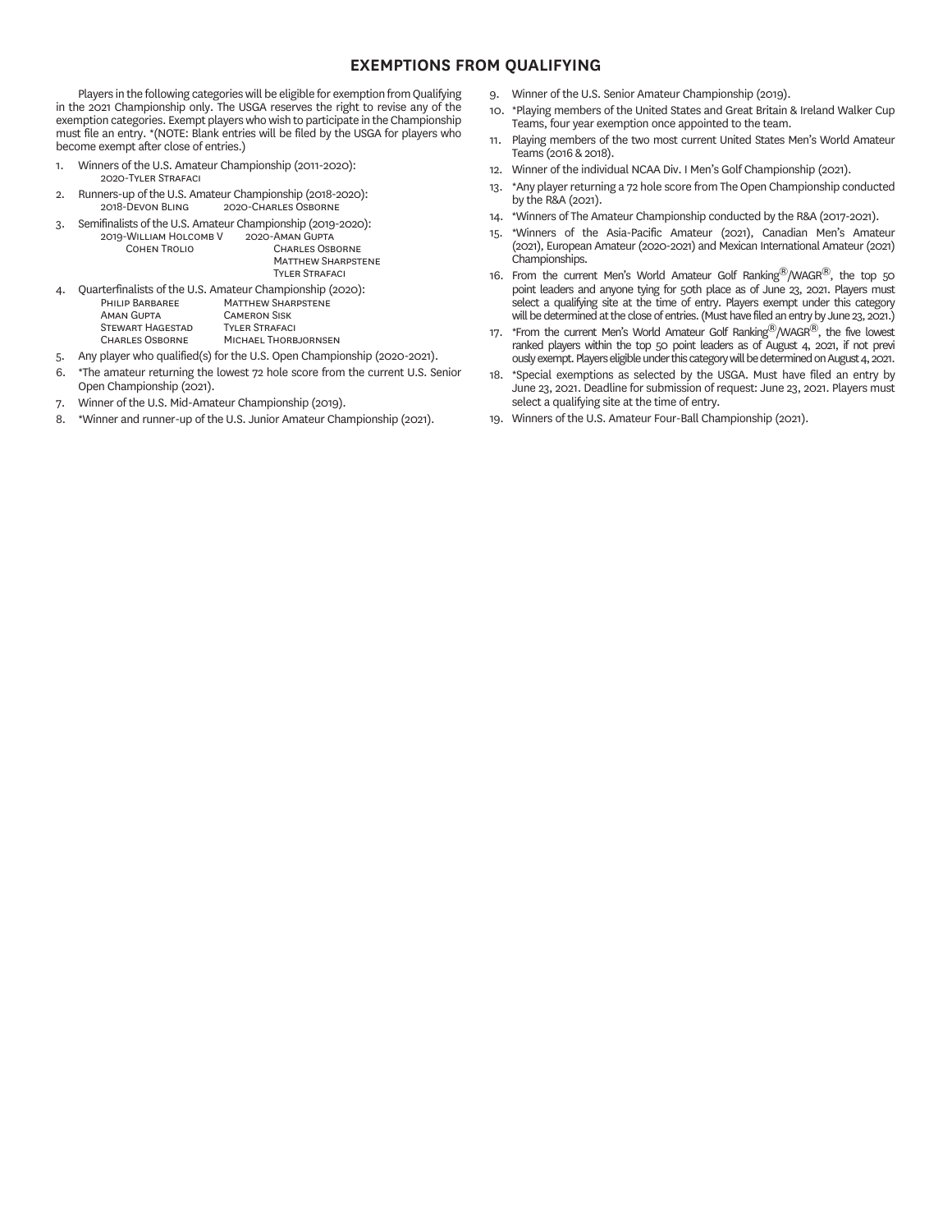## EXEMPTIONS FROM QUALIFYING

Players in the following categories will be eligible for exemption from Qualifying in the 2021 Championship only. The USGA reserves the right to revise any of the exemption categories. Exempt players who wish to participate in the Championship must file an entry. *(NOTE: Blank entries will be filed by the USGA for players who become exempt after close of entries.)

1. Winners of the U.S. Amateur Championship (2011-2020):
   2020-Tyler Strafaci
2. Runners-up of the U.S. Amateur Championship (2018-2020):
   2018-Devon Bling    2020-Charles Osborne
3. Semifinalists of the U.S. Amateur Championship (2019-2020):
   2019-William Holcomb V    2020-Aman Gupta
   Cohen Trolio    Charles Osborne
   Matthew Sharpstene
   Tyler Strafaci
4. Quarterfinalists of the U.S. Amateur Championship (2020):
   Philip Barbaree    Matthew Sharpstene
   Aman Gupta    Cameron Sisk
   Stewart Hagestad    Tyler Strafaci
   Charles Osborne    Michael Thorbjornsen
5. Any player who qualified(s) for the U.S. Open Championship (2020-2021).
6. *The amateur returning the lowest 72 hole score from the current U.S. Senior Open Championship (2021).
7. Winner of the U.S. Mid-Amateur Championship (2019).
8. *Winner and runner-up of the U.S. Junior Amateur Championship (2021).
9. Winner of the U.S. Senior Amateur Championship (2019).
10. *Playing members of the United States and Great Britain & Ireland Walker Cup Teams, four year exemption once appointed to the team.
11. Playing members of the two most current United States Men's World Amateur Teams (2016 & 2018).
12. Winner of the individual NCAA Div. I Men's Golf Championship (2021).
13. *Any player returning a 72 hole score from The Open Championship conducted by the R&A (2021).
14. *Winners of The Amateur Championship conducted by the R&A (2017-2021).
15. *Winners of the Asia-Pacific Amateur (2021), Canadian Men's Amateur (2021), European Amateur (2020-2021) and Mexican International Amateur (2021) Championships.
16. From the current Men's World Amateur Golf Ranking®/WAGR®, the top 50 point leaders and anyone tying for 50th place as of June 23, 2021. Players must select a qualifying site at the time of entry. Players exempt under this category will be determined at the close of entries. (Must have filed an entry by June 23, 2021.)
17. *From the current Men's World Amateur Golf Ranking®/WAGR®, the five lowest ranked players within the top 50 point leaders as of August 4, 2021, if not previously exempt. Players eligible under this category will be determined on August 4, 2021.
18. *Special exemptions as selected by the USGA. Must have filed an entry by June 23, 2021. Deadline for submission of request: June 23, 2021. Players must select a qualifying site at the time of entry.
19. Winners of the U.S. Amateur Four-Ball Championship (2021).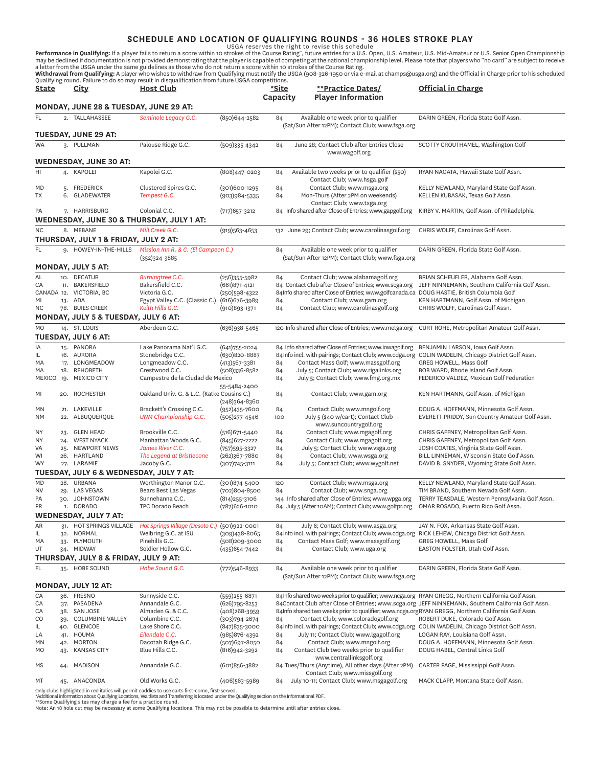## SCHEDULE AND LOCATION OF QUALIFYING ROUNDS - 36 HOLES STROKE PLAY

USGA reserves the right to revise this schedule

**Performance in Qualifying:** If a player fails to return a score within 10 strokes of the Course Rating™, future entries for a U.S. Open, U.S. Amateur, U.S. Mid-Amateur or U.S. Senior Open Championship may be declined if documentation is not provided demonstrating that the player is capable of competing at the national championship level. Please note that players who "no card" are subject to receive a letter from the USGA under the same guidelines as those who do not return a score within 10 strokes of the Course Rating.

**Withdrawal from Qualifying:** A player who wishes to withdraw from Qualifying must notify the USGA (908-326-1950 or via e-mail at champs@usga.org) and the Official in Charge prior to his scheduled Qualifying round. Failure to do so may result in disqualification from future USGA competitions.

| State | City | Host Club | Phone | *Site Capacity | **Practice Dates/ Player Information | Official in Charge |
|---|---|---|---|---|---|---|
| **MONDAY, JUNE 28 & TUESDAY, JUNE 29 AT:** | | | | | | |
| FL | 2. TALLAHASSEE | *Seminole Legacy G.C.* | (850)644-2582 | 84 | Available one week prior to qualifier (Sat/Sun After 12PM); Contact Club; www.fsga.org | DARIN GREEN, Florida State Golf Assn. |
| **TUESDAY, JUNE 29 AT:** | | | | | | |
| WA | 3. PULLMAN | Palouse Ridge G.C. | (509)335-4342 | 84 | June 28; Contact Club after Entries Close www.wagolf.org | SCOTTY CROUTHAMEL, Washington Golf |
| **WEDNESDAY, JUNE 30 AT:** | | | | | | |
| HI | 4. KAPOLEI | Kapolei G.C. | (808)447-0203 | 84 | Available two weeks prior to qualifier ($50) Contact Club; www.hsga.golf | RYAN NAGATA, Hawaii State Golf Assn. |
| MD | 5. FREDERICK | Clustered Spires G.C. | (301)600-1295 | 84 | Contact Club; www.msga.org | KELLY NEWLAND, Maryland State Golf Assn. |
| TX | 6. GLADEWATER | *Tempest G.C.* | (903)984-5335 | 84 | Mon-Thurs (After 2PM on weekends) Contact Club; www.txga.org | KELLEN KUBASAK, Texas Golf Assn. |
| PA | 7. HARRISBURG | Colonial C.C. | (717)657-3212 | 84 | Info shared after Close of Entries; www.gapgolf.org | KIRBY V. MARTIN, Golf Assn. of Philadelphia |
| **WEDNESDAY, JUNE 30 & THURSDAY, JULY 1 AT:** | | | | | | |
| NC | 8. MEBANE | *Mill Creek G.C.* | (919)563-4653 | 132 | June 29; Contact Club; www.carolinasgolf.org | CHRIS WOLFF, Carolinas Golf Assn. |
| **THURSDAY, JULY 1 & FRIDAY, JULY 2 AT:** | | | | | | |
| FL | 9. HOWEY-IN-THE-HILLS | *Mission Inn R. & C. (El Campeon C.)* | (352)324-3885 | 84 | Available one week prior to qualifier (Sat/Sun After 12PM); Contact Club; www.fsga.org | DARIN GREEN, Florida State Golf Assn. |
| **MONDAY, JULY 5 AT:** | | | | | | |
| AL | 10. DECATUR | *Burningtree C.C.* | (256)355-5982 | 84 | Contact Club; www.alabamagolf.org | BRIAN SCHEUFLER, Alabama Golf Assn. |
| CA | 11. BAKERSFIELD | Bakersfield C.C. | (661)871-4121 | 84 | Contact Club after Close of Entries; www.scga.org | JEFF NINNEMANN, Southern California Golf Assn. |
| CANADA | 12. VICTORIA, BC | Victoria G.C. | (250)598-4322 | 84 | Info shared after Close of Entries; www.golfcanada.ca | DOUG HASTIE, British Columbia Golf |
| MI | 13. ADA | Egypt Valley C.C. (Classic C.) | (616)676-3989 | 84 | Contact Club; www.gam.org | KEN HARTMANN, Golf Assn. of Michigan |
| NC | 78. BUIES CREEK | *Keith Hills G.C.* | (910)893-1371 | 84 | Contact Club; www.carolinasgolf.org | CHRIS WOLFF, Carolinas Golf Assn. |
| **MONDAY, JULY 5 & TUESDAY, JULY 6 AT:** | | | | | | |
| MO | 14. ST. LOUIS | Aberdeen G.C. | (636)938-5465 | 120 | Info shared after Close of Entries; www.metga.org | CURT ROHE, Metropolitan Amateur Golf Assn. |
| **TUESDAY, JULY 6 AT:** | | | | | | |
| IA | 15. PANORA | Lake Panorama Nat'l G.C. | (641)755-2024 | 84 | Info shared after Close of Entries; www.iowagolf.org | BENJAMIN LARSON, Iowa Golf Assn. |
| IL | 16. AURORA | Stonebridge C.C. | (630)820-8887 | 84 | Info incl. with pairings; Contact Club; www.cdga.org | COLIN WADELIN, Chicago District Golf Assn. |
| MA | 17. LONGMEADOW | Longmeadow C.C. | (413)567-3381 | 84 | Contact Mass Golf; www.massgolf.org | GREG HOWELL, Mass Golf |
| MA | 18. REHOBETH | Crestwood C.C. | (508)336-8582 | 84 | July 5; Contact Club; www.rigalinks.org | BOB WARD, Rhode Island Golf Assn. |
| MEXICO | 19. MEXICO CITY | Campestre de la Ciudad de Mexico | 55-5484-2400 | 84 | July 5; Contact Club; www.fmg.org.mx | FEDERICO VALDEZ, Mexican Golf Federation |
| MI | 20. ROCHESTER | Oakland Univ. G. & L.C. (Katke Cousins C.) | (248)364-8360 | 84 | Contact Club; www.gam.org | KEN HARTMANN, Golf Assn. of Michigan |
| MN | 21. LAKEVILLE | Brackett's Crossing C.C. | (952)435-7600 | 84 | Contact Club; www.mngolf.org | DOUG A. HOFFMANN, Minnesota Golf Assn. |
| NM | 22. ALBUQUERQUE | *UNM Championship G.C.* | (505)277-4546 | 100 | July 5 ($40 w/cart); Contact Club www.suncountrygolf.org | EVERETT PRIDDY, Sun Country Amateur Golf Assn. |
| NY | 23. GLEN HEAD | Brookville C.C. | (516)671-5440 | 84 | Contact Club; www.mgagolf.org | CHRIS GAFFNEY, Metropolitan Golf Assn. |
| NY | 24. WEST NYACK | Manhattan Woods G.C. | (845)627-2222 | 84 | Contact Club; www.mgagolf.org | CHRIS GAFFNEY, Metropolitan Golf Assn. |
| VA | 25. NEWPORT NEWS | *James River C.C.* | (757)595-3327 | 84 | July 5; Contact Club; www.vsga.org | JOSH COATES, Virginia State Golf Assn. |
| WI | 26. HARTLAND | *The Legend at Bristlecone* | (262)367-7880 | 84 | Contact Club; www.wsga.org | BILL LINNEMAN, Wisconsin State Golf Assn. |
| WY | 27. LARAMIE | Jacoby G.C. | (307)745-3111 | 84 | July 5; Contact Club; www.wygolf.net | DAVID B. SNYDER, Wyoming State Golf Assn. |
| **TUESDAY, JULY 6 & WEDNESDAY, JULY 7 AT:** | | | | | | |
| MD | 28. URBANA | Worthington Manor G.C. | (301)874-5400 | 120 | Contact Club; www.msga.org | KELLY NEWLAND, Maryland State Golf Assn. |
| NV | 29. LAS VEGAS | Bears Best Las Vegas | (702)804-8500 | 84 | Contact Club; www.snga.org | TIM BRAND, Southern Nevada Golf Assn. |
| PA | 30. JOHNSTOWN | Sunnehanna C.C. | (814)255-3106 | 144 | Info shared after Close of Entries; www.wpga.org | TERRY TEASDALE, Western Pennsylvania Golf Assn. |
| PR | 1. DORADO | TPC Dorado Beach | (787)626-1010 | 84 | July 5 (After 10AM); Contact Club; www.golfpr.org | OMAR ROSADO, Puerto Rico Golf Assn. |
| **WEDNESDAY, JULY 7 AT:** | | | | | | |
| AR | 31. HOT SPRINGS VILLAGE | *Hot Springs Village (Desoto C.)* | (501)922-0001 | 84 | July 6; Contact Club; www.asga.org | JAY N. FOX, Arkansas State Golf Assn. |
| IL | 32. NORMAL | Weibring G.C. at ISU | (309)438-8065 | 84 | Info incl. with pairings; Contact Club; www.cdga.org | RICK LEHEW, Chicago District Golf Assn. |
| MA | 33. PLYMOUTH | Pinehills G.C. | (508)209-3000 | 84 | Contact Mass Golf; www.massgolf.org | GREG HOWELL, Mass Golf |
| UT | 34. MIDWAY | Soldier Hollow G.C. | (435)654-7442 | 84 | Contact Club; www.uga.org | EASTON FOLSTER, Utah Golf Assn. |
| **THURSDAY, JULY 8 & FRIDAY, JULY 9 AT:** | | | | | | |
| FL | 35. HOBE SOUND | *Hobe Sound G.C.* | (772)546-8933 | 84 | Available one week prior to qualifier (Sat/Sun After 12PM); Contact Club; www.fsga.org | DARIN GREEN, Florida State Golf Assn. |
| **MONDAY, JULY 12 AT:** | | | | | | |
| CA | 36. FRESNO | Sunnyside C.C. | (559)255-6871 | 84 | Info shared two weeks prior to qualifier; www.ncga.org | RYAN GREGG, Northern California Golf Assn. |
| CA | 37. PASADENA | Annandale G.C. | (626)795-8253 | 84 | Contact Club after Close of Entries; www.scga.org | JEFF NINNEMANN, Southern California Golf Assn. |
| CA | 38. SAN JOSE | Almaden G. & C.C. | (408)268-3959 | 84 | Info shared two weeks prior to qualifier; www.ncga.org | RYAN GREGG, Northern California Golf Assn. |
| CO | 39. COLUMBINE VALLEY | Columbine C.C. | (303)794-2674 | 84 | Contact Club; www.coloradogolf.org | ROBERT DUKE, Colorado Golf Assn. |
| IL | 40. GLENCOE | Lake Shore C.C. | (847)835-3000 | 84 | Info incl. with pairings; Contact Club; www.cdga.org | COLIN WADELIN, Chicago District Golf Assn. |
| LA | 41. HOUMA | *Ellendale C.C.* | (985)876-4392 | 84 | July 11; Contact Club; www.lgagolf.org | LOGAN RAY, Louisiana Golf Assn. |
| MN | 42. MORTON | Dacotah Ridge G.C. | (507)697-8050 | 84 | Contact Club; www.mngolf.org | DOUG A. HOFFMANN, Minnesota Golf Assn. |
| MO | 43. KANSAS CITY | Blue Hills C.C. | (816)942-3292 | 84 | Contact Club two weeks prior to qualifier www.centrallinksgolf.org | DOUG HABEL, Central Links Golf |
| MS | 44. MADISON | Annandale G.C. | (601)856-3882 | 84 | Tues/Thurs (Anytime), All other days (After 2PM) Contact Club; www.missgolf.org | CARTER PAGE, Mississippi Golf Assn. |
| MT | 45. ANACONDA | Old Works G.C. | (406)563-5989 | 84 | July 10-11; Contact Club; www.msgagolf.org | MACK CLAPP, Montana State Golf Assn. |

Only clubs highlighted in red italics will permit caddies to use carts first-come, first-served.
*Additional information about Qualifying Locations, Waitlists and Transferring is located under the Qualifying section on the Informational PDF.
**Some Qualifying sites may charge a fee for a practice round.
Note: An 18 hole cut may be necessary at some Qualifying locations. This may not be possible to determine until after entries close.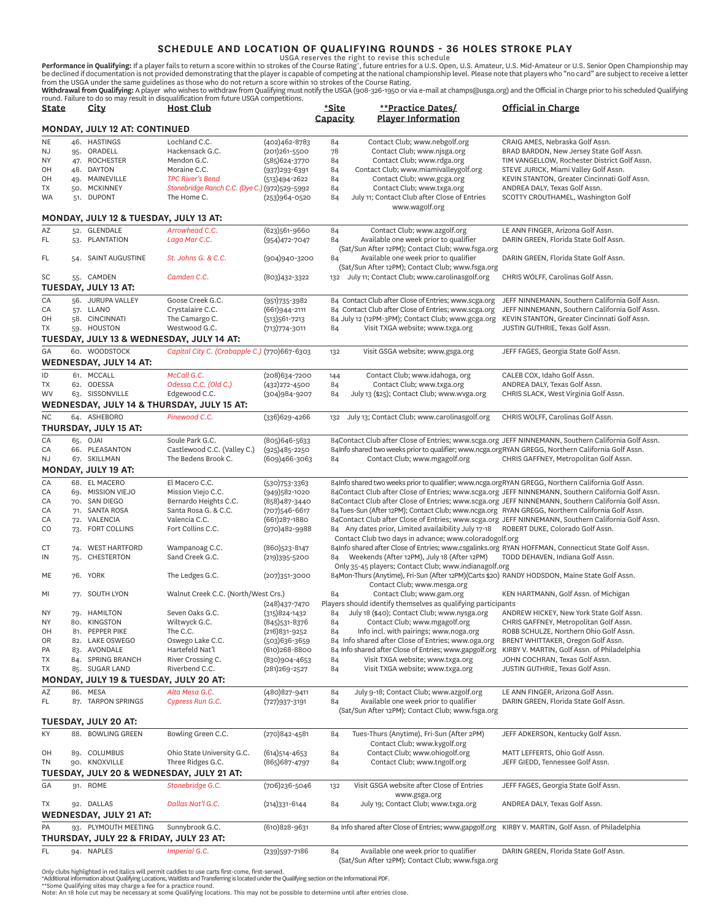# SCHEDULE AND LOCATION OF QUALIFYING ROUNDS - 36 HOLES STROKE PLAY

USGA reserves the right to revise this schedule

**Performance in Qualifying:** If a player fails to return a score within 10 strokes of the Course Rating™, future entries for a U.S. Open, U.S. Amateur, U.S. Mid-Amateur or U.S. Senior Open Championship may be declined if documentation is not provided demonstrating that the player is capable of competing at the national championship level. Please note that players who "no card" are subject to receive a letter from the USGA under the same guidelines as those who do not return a score within 10 strokes of the Course Rating.

**Withdrawal from Qualifying:** A player who wishes to withdraw from Qualifying must notify the USGA (908-326-1950 or via e-mail at champs@usga.org) and the Official in Charge prior to his scheduled Qualifying round. Failure to do so may result in disqualification from future USGA competitions.

| State | City | Host Club | | *Site Capacity | **Practice Dates/ Player Information | Official in Charge |
|---|---|---|---|---|---|---|
| **MONDAY, JULY 12 AT: CONTINUED** | | | | | | |
| NE | 46. HASTINGS | Lochland C.C. | (402)462-8783 | 84 | Contact Club; www.nebgolf.org | CRAIG AMES, Nebraska Golf Assn. |
| NJ | 95. ORADELL | Hackensack G.C. | (201)261-5500 | 78 | Contact Club; www.njsga.org | BRAD BARDON, New Jersey State Golf Assn. |
| NY | 47. ROCHESTER | Mendon G.C. | (585)624-3770 | 84 | Contact Club; www.rdga.org | TIM VANGELLOW, Rochester District Golf Assn. |
| OH | 48. DAYTON | Moraine C.C. | (937)293-6391 | 84 | Contact Club; www.miamivalleygolf.org | STEVE JURICK, Miami Valley Golf Assn. |
| OH | 49. MAINEVILLE | *TPC River's Bend* | (513)494-2622 | 84 | Contact Club; www.gcga.org | KEVIN STANTON, Greater Cincinnati Golf Assn. |
| TX | 50. MCKINNEY | *Stonebridge Ranch C.C. (Dye C.)* | (972)529-5992 | 84 | Contact Club; www.txga.org | ANDREA DALY, Texas Golf Assn. |
| WA | 51. DUPONT | The Home C. | (253)964-0520 | 84 | July 11; Contact Club after Close of Entries www.wagolf.org | SCOTTY CROUTHAMEL, Washington Golf |
| **MONDAY, JULY 12 & TUESDAY, JULY 13 AT:** | | | | | | |
| AZ | 52. GLENDALE | *Arrowhead C.C.* | (623)561-9660 | 84 | Contact Club; www.azgolf.org | LE ANN FINGER, Arizona Golf Assn. |
| FL | 53. PLANTATION | *Lago Mar C.C.* | (954)472-7047 | 84 | Available one week prior to qualifier (Sat/Sun After 12PM); Contact Club; www.fsga.org | DARIN GREEN, Florida State Golf Assn. |
| FL | 54. SAINT AUGUSTINE | *St. Johns G. & C.C.* | (904)940-3200 | 84 | Available one week prior to qualifier (Sat/Sun After 12PM); Contact Club; www.fsga.org | DARIN GREEN, Florida State Golf Assn. |
| SC | 55. CAMDEN | *Camden C.C.* | (803)432-3322 | 132 | July 11; Contact Club; www.carolinasgolf.org | CHRIS WOLFF, Carolinas Golf Assn. |
| **TUESDAY, JULY 13 AT:** | | | | | | |
| CA | 56. JURUPA VALLEY | Goose Creek G.C. | (951)735-3982 | 84 | Contact Club after Close of Entries; www.scga.org | JEFF NINNEMANN, Southern California Golf Assn. |
| CA | 57. LLANO | Crystalaire C.C. | (661)944-2111 | 84 | Contact Club after Close of Entries; www.scga.org | JEFF NINNEMANN, Southern California Golf Assn. |
| OH | 58. CINCINNATI | The Camargo C. | (513)561-7213 | 84 | July 12 (12PM-3PM); Contact Club; www.gcga.org | KEVIN STANTON, Greater Cincinnati Golf Assn. |
| TX | 59. HOUSTON | Westwood G.C. | (713)774-3011 | 84 | Visit TXGA website; www.txga.org | JUSTIN GUTHRIE, Texas Golf Assn. |
| **TUESDAY, JULY 13 & WEDNESDAY, JULY 14 AT:** | | | | | | |
| GA | 60. WOODSTOCK | *Capital City C. (Crabapple C.)* | (770)667-6303 | 132 | Visit GSGA website; www.gsga.org | JEFF FAGES, Georgia State Golf Assn. |
| **WEDNESDAY, JULY 14 AT:** | | | | | | |
| ID | 61. MCCALL | *McCall G.C.* | (208)634-7200 | 144 | Contact Club; www.idahoga, org | CALEB COX, Idaho Golf Assn. |
| TX | 62. ODESSA | *Odessa C.C. (Old C.)* | (432)272-4500 | 84 | Contact Club; www.txga.org | ANDREA DALY, Texas Golf Assn. |
| WV | 63. SISSONVILLE | Edgewood C.C. | (304)984-9207 | 84 | July 13 ($25); Contact Club; www.wvga.org | CHRIS SLACK, West Virginia Golf Assn. |
| **WEDNESDAY, JULY 14 & THURSDAY, JULY 15 AT:** | | | | | | |
| NC | 64. ASHEBORO | *Pinewood C.C.* | (336)629-4266 | 132 | July 13; Contact Club; www.carolinasgolf.org | CHRIS WOLFF, Carolinas Golf Assn. |
| **THURSDAY, JULY 15 AT:** | | | | | | |
| CA | 65. OJAI | Soule Park G.C. | (805)646-5633 | 84 | Contact Club after Close of Entries; www.scga.org | JEFF NINNEMANN, Southern California Golf Assn. |
| CA | 66. PLEASANTON | Castlewood C.C. (Valley C.) | (925)485-2250 | 84 | Info shared two weeks prior to qualifier; www.ncga.org | RYAN GREGG, Northern California Golf Assn. |
| NJ | 67. SKILLMAN | The Bedens Brook C. | (609)466-3063 | 84 | Contact Club; www.mgagolf.org | CHRIS GAFFNEY, Metropolitan Golf Assn. |
| **MONDAY, JULY 19 AT:** | | | | | | |
| CA | 68. EL MACERO | El Macero C.C. | (530)753-3363 | 84 | Info shared two weeks prior to qualifier; www.ncga.org | RYAN GREGG, Northern California Golf Assn. |
| CA | 69. MISSION VIEJO | Mission Viejo C.C. | (949)582-1020 | 84 | Contact Club after Close of Entries; www.scga.org | JEFF NINNEMANN, Southern California Golf Assn. |
| CA | 70. SAN DIEGO | Bernardo Heights C.C. | (858)487-3440 | 84 | Contact Club after Close of Entries; www.scga.org | JEFF NINNEMANN, Southern California Golf Assn. |
| CA | 71. SANTA ROSA | Santa Rosa G. & C.C. | (707)546-6617 | 84 | Tues-Sun (After 12PM); Contact Club; www.ncga.org | RYAN GREGG, Northern California Golf Assn. |
| CA | 72. VALENCIA | Valencia C.C. | (661)287-1880 | 84 | Contact Club after Close of Entries; www.scga.org | JEFF NINNEMANN, Southern California Golf Assn. |
| CO | 73. FORT COLLINS | Fort Collins C.C. | (970)482-9988 | 84 | Any dates prior, Limited availaibility July 17-18 Contact Club two days in advance; www.coloradogolf.org | ROBERT DUKE, Colorado Golf Assn. |
| CT | 74. WEST HARTFORD | Wampanoag C.C. | (860)523-8147 | 84 | Info shared after Close of Entries; www.csgalinks.org | RYAN HOFFMAN, Connecticut State Golf Assn. |
| IN | 75. CHESTERTON | Sand Creek G.C. | (219)395-5200 | 84 | Weekends (After 12PM), July 18 (After 12PM) Only 35-45 players; Contact Club; www.indianagolf.org | TODD DEHAVEN, Indiana Golf Assn. |
| ME | 76. YORK | The Ledges G.C. | (207)351-3000 | 84 | Mon-Thurs (Anytime), Fri-Sun (After 12PM)(Carts $20) Contact Club; www.mesga.org | RANDY HODSDON, Maine State Golf Assn. |
| MI | 77. SOUTH LYON | Walnut Creek C.C. (North/West Crs.) | (248)437-7470 | 84 | Contact Club; www.gam.org Players should identify themselves as qualifying participants | KEN HARTMANN, Golf Assn. of Michigan |
| NY | 79. HAMILTON | Seven Oaks G.C. | (315)824-1432 | 84 | July 18 ($40); Contact Club; www.nysga.org | ANDREW HICKEY, New York State Golf Assn. |
| NY | 80. KINGSTON | Wiltwyck G.C. | (845)531-8376 | 84 | Contact Club; www.mgagolf.org | CHRIS GAFFNEY, Metropolitan Golf Assn. |
| OH | 81. PEPPER PIKE | The C.C. | (216)831-9252 | 84 | Info incl. with pairings; www.noga.org | ROBB SCHULZE, Northern Ohio Golf Assn. |
| OR | 82. LAKE OSWEGO | Oswego Lake C.C. | (503)636-3659 | 84 | Info shared after Close of Entries; www.oga.org | BRENT WHITTAKER, Oregon Golf Assn. |
| PA | 83. AVONDALE | Hartefeld Nat'l | (610)268-8800 | 84 | Info shared after Close of Entries; www.gapgolf.org | KIRBY V. MARTIN, Golf Assn. of Philadelphia |
| TX | 84. SPRING BRANCH | River Crossing C. | (830)904-4653 | 84 | Visit TXGA website; www.txga.org | JOHN COCHRAN, Texas Golf Assn. |
| TX | 85. SUGAR LAND | Riverbend C.C. | (281)269-2527 | 84 | Visit TXGA website; www.txga.org | JUSTIN GUTHRIE, Texas Golf Assn. |
| **MONDAY, JULY 19 & TUESDAY, JULY 20 AT:** | | | | | | |
| AZ | 86. MESA | *Alta Mesa G.C.* | (480)827-9411 | 84 | July 9-18; Contact Club; www.azgolf.org | LE ANN FINGER, Arizona Golf Assn. |
| FL | 87. TARPON SPRINGS | *Cypress Run G.C.* | (727)937-3191 | 84 | Available one week prior to qualifier (Sat/Sun After 12PM); Contact Club; www.fsga.org | DARIN GREEN, Florida State Golf Assn. |
| **TUESDAY, JULY 20 AT:** | | | | | | |
| KY | 88. BOWLING GREEN | Bowling Green C.C. | (270)842-4581 | 84 | Tues-Thurs (Anytime), Fri-Sun (After 2PM) Contact Club; www.kygolf.org | JEFF ADKERSON, Kentucky Golf Assn. |
| OH | 89. COLUMBUS | Ohio State University G.C. | (614)514-4653 | 84 | Contact Club; www.ohiogolf.org | MATT LEFFERTS, Ohio Golf Assn. |
| TN | 90. KNOXVILLE | Three Ridges G.C. | (865)687-4797 | 84 | Contact Club; www.tngolf.org | JEFF GIEDD, Tennessee Golf Assn. |
| **TUESDAY, JULY 20 & WEDNESDAY, JULY 21 AT:** | | | | | | |
| GA | 91. ROME | *Stonebridge G.C.* | (706)236-5046 | 132 | Visit GSGA website after Close of Entries www.gsga.org | JEFF FAGES, Georgia State Golf Assn. |
| TX | 92. DALLAS | *Dallas Nat'l G.C.* | (214)331-6144 | 84 | July 19; Contact Club; www.txga.org | ANDREA DALY, Texas Golf Assn. |
| **WEDNESDAY, JULY 21 AT:** | | | | | | |
| PA | 93. PLYMOUTH MEETING | Sunnybrook G.C. | (610)828-9631 | 84 | Info shared after Close of Entries; www.gapgolf.org | KIRBY V. MARTIN, Golf Assn. of Philadelphia |
| **THURSDAY, JULY 22 & FRIDAY, JULY 23 AT:** | | | | | | |
| FL | 94. NAPLES | *Imperial G.C.* | (239)597-7186 | 84 | Available one week prior to qualifier (Sat/Sun After 12PM); Contact Club; www.fsga.org | DARIN GREEN, Florida State Golf Assn. |

Only clubs highlighted in red italics will permit caddies to use carts first-come, first-served.

*Additional information about Qualifying Locations, Waitlists and Transferring is located under the Qualifying section on the Informational PDF.

**Some Qualifying sites may charge a fee for a practice round.

Note: An 18 hole cut may be necessary at some Qualifying locations. This may not be possible to determine until after entries close.